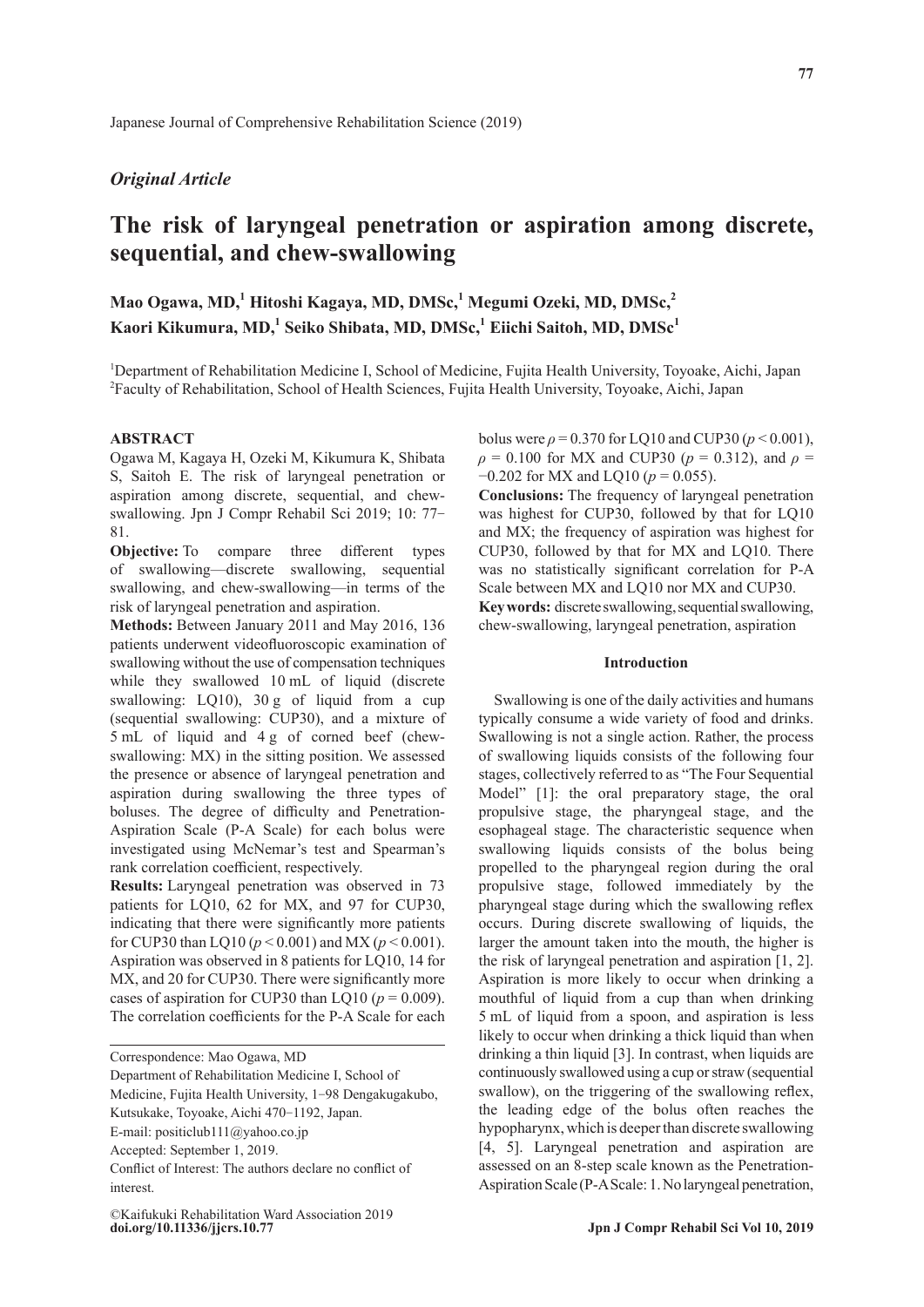Japanese Journal of Comprehensive Rehabilitation Science (2019)

*Original Article*

# The risk of laryngeal penetration or aspiration among discrete, sequential, and chew-swallowing

**Mao Ogawa, MD,[1] Hitoshi Kagaya, MD, DMSc,[1] Megumi Ozeki, MD, DMSc,[2] Kaori Kikumura, MD,[1] Seiko Shibata, MD, DMSc,[1] Eiichi Saitoh, MD, DMSc[1]**

[1]Department of Rehabilitation Medicine I, School of Medicine, Fujita Health University, Toyoake, Aichi, Japan
[2]Faculty of Rehabilitation, School of Health Sciences, Fujita Health University, Toyoake, Aichi, Japan

## ABSTRACT

Ogawa M, Kagaya H, Ozeki M, Kikumura K, Shibata S, Saitoh E. The risk of laryngeal penetration or aspiration among discrete, sequential, and chew-swallowing. Jpn J Compr Rehabil Sci 2019; 10: 77−81.

**Objective:** To compare three different types of swallowing—discrete swallowing, sequential swallowing, and chew-swallowing—in terms of the risk of laryngeal penetration and aspiration.

**Methods:** Between January 2011 and May 2016, 136 patients underwent videofluoroscopic examination of swallowing without the use of compensation techniques while they swallowed 10 mL of liquid (discrete swallowing: LQ10), 30 g of liquid from a cup (sequential swallowing: CUP30), and a mixture of 5 mL of liquid and 4 g of corned beef (chew-swallowing: MX) in the sitting position. We assessed the presence or absence of laryngeal penetration and aspiration during swallowing the three types of boluses. The degree of difficulty and Penetration-Aspiration Scale (P-A Scale) for each bolus were investigated using McNemar's test and Spearman's rank correlation coefficient, respectively.

**Results:** Laryngeal penetration was observed in 73 patients for LQ10, 62 for MX, and 97 for CUP30, indicating that there were significantly more patients for CUP30 than LQ10 ($p < 0.001$) and MX ($p < 0.001$). Aspiration was observed in 8 patients for LQ10, 14 for MX, and 20 for CUP30. There were significantly more cases of aspiration for CUP30 than LQ10 ($p = 0.009$). The correlation coefficients for the P-A Scale for each bolus were $\rho = 0.370$ for LQ10 and CUP30 ($p < 0.001$), $\rho = 0.100$ for MX and CUP30 ($p = 0.312$), and $\rho = −0.202$ for MX and LQ10 ($p = 0.055$).

**Conclusions:** The frequency of laryngeal penetration was highest for CUP30, followed by that for LQ10 and MX; the frequency of aspiration was highest for CUP30, followed by that for MX and LQ10. There was no statistically significant correlation for P-A Scale between MX and LQ10 nor MX and CUP30.

**Key words:** discrete swallowing, sequential swallowing, chew-swallowing, laryngeal penetration, aspiration

Correspondence: Mao Ogawa, MD
Department of Rehabilitation Medicine I, School of Medicine, Fujita Health University, 1−98 Dengakugakubo, Kutsukake, Toyoake, Aichi 470−1192, Japan.
E-mail: positiclub111@yahoo.co.jp
Accepted: September 1, 2019.
Conflict of Interest: The authors declare no conflict of interest.

©Kaifukuki Rehabilitation Ward Association 2019
**doi.org/10.11336/jjcrs.10.77**

## Introduction

Swallowing is one of the daily activities and humans typically consume a wide variety of food and drinks. Swallowing is not a single action. Rather, the process of swallowing liquids consists of the following four stages, collectively referred to as "The Four Sequential Model" [1]: the oral preparatory stage, the oral propulsive stage, the pharyngeal stage, and the esophageal stage. The characteristic sequence when swallowing liquids consists of the bolus being propelled to the pharyngeal region during the oral propulsive stage, followed immediately by the pharyngeal stage during which the swallowing reflex occurs. During discrete swallowing of liquids, the larger the amount taken into the mouth, the higher is the risk of laryngeal penetration and aspiration [1, 2]. Aspiration is more likely to occur when drinking a mouthful of liquid from a cup than when drinking 5 mL of liquid from a spoon, and aspiration is less likely to occur when drinking a thick liquid than when drinking a thin liquid [3]. In contrast, when liquids are continuously swallowed using a cup or straw (sequential swallow), on the triggering of the swallowing reflex, the leading edge of the bolus often reaches the hypopharynx, which is deeper than discrete swallowing [4, 5]. Laryngeal penetration and aspiration are assessed on an 8-step scale known as the Penetration-Aspiration Scale (P-A Scale: 1. No laryngeal penetration,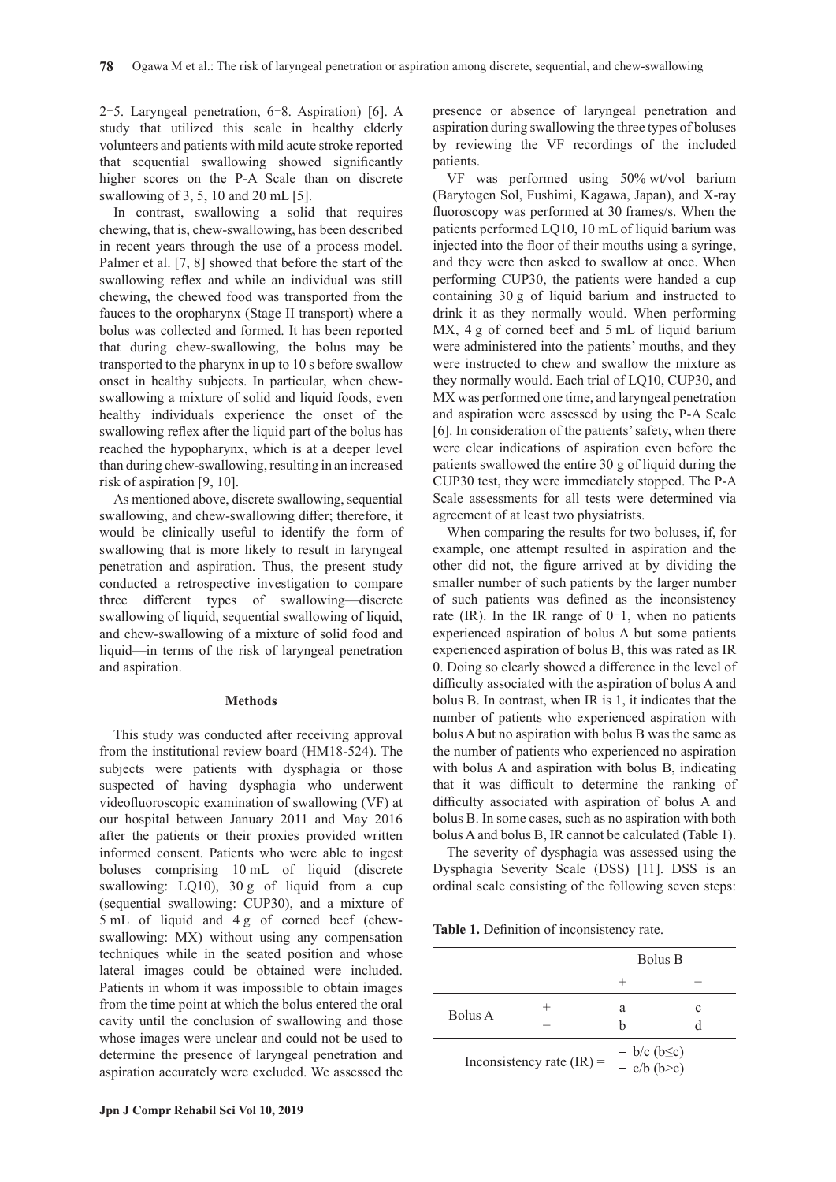2–5. Laryngeal penetration, 6–8. Aspiration) [6]. A study that utilized this scale in healthy elderly volunteers and patients with mild acute stroke reported that sequential swallowing showed significantly higher scores on the P-A Scale than on discrete swallowing of 3, 5, 10 and 20 mL [5].

In contrast, swallowing a solid that requires chewing, that is, chew-swallowing, has been described in recent years through the use of a process model. Palmer et al. [7, 8] showed that before the start of the swallowing reflex and while an individual was still chewing, the chewed food was transported from the fauces to the oropharynx (Stage II transport) where a bolus was collected and formed. It has been reported that during chew-swallowing, the bolus may be transported to the pharynx in up to 10 s before swallow onset in healthy subjects. In particular, when chew-swallowing a mixture of solid and liquid foods, even healthy individuals experience the onset of the swallowing reflex after the liquid part of the bolus has reached the hypopharynx, which is at a deeper level than during chew-swallowing, resulting in an increased risk of aspiration [9, 10].

As mentioned above, discrete swallowing, sequential swallowing, and chew-swallowing differ; therefore, it would be clinically useful to identify the form of swallowing that is more likely to result in laryngeal penetration and aspiration. Thus, the present study conducted a retrospective investigation to compare three different types of swallowing—discrete swallowing of liquid, sequential swallowing of liquid, and chew-swallowing of a mixture of solid food and liquid—in terms of the risk of laryngeal penetration and aspiration.

## Methods

This study was conducted after receiving approval from the institutional review board (HM18-524). The subjects were patients with dysphagia or those suspected of having dysphagia who underwent videofluoroscopic examination of swallowing (VF) at our hospital between January 2011 and May 2016 after the patients or their proxies provided written informed consent. Patients who were able to ingest boluses comprising 10 mL of liquid (discrete swallowing: LQ10), 30 g of liquid from a cup (sequential swallowing: CUP30), and a mixture of 5 mL of liquid and 4 g of corned beef (chew-swallowing: MX) without using any compensation techniques while in the seated position and whose lateral images could be obtained were included. Patients in whom it was impossible to obtain images from the time point at which the bolus entered the oral cavity until the conclusion of swallowing and those whose images were unclear and could not be used to determine the presence of laryngeal penetration and aspiration accurately were excluded. We assessed the presence or absence of laryngeal penetration and aspiration during swallowing the three types of boluses by reviewing the VF recordings of the included patients.

VF was performed using 50% wt/vol barium (Barytogen Sol, Fushimi, Kagawa, Japan), and X-ray fluoroscopy was performed at 30 frames/s. When the patients performed LQ10, 10 mL of liquid barium was injected into the floor of their mouths using a syringe, and they were then asked to swallow at once. When performing CUP30, the patients were handed a cup containing 30 g of liquid barium and instructed to drink it as they normally would. When performing MX, 4 g of corned beef and 5 mL of liquid barium were administered into the patients' mouths, and they were instructed to chew and swallow the mixture as they normally would. Each trial of LQ10, CUP30, and MX was performed one time, and laryngeal penetration and aspiration were assessed by using the P-A Scale [6]. In consideration of the patients' safety, when there were clear indications of aspiration even before the patients swallowed the entire 30 g of liquid during the CUP30 test, they were immediately stopped. The P-A Scale assessments for all tests were determined via agreement of at least two physiatrists.

When comparing the results for two boluses, if, for example, one attempt resulted in aspiration and the other did not, the figure arrived at by dividing the smaller number of such patients by the larger number of such patients was defined as the inconsistency rate (IR). In the IR range of 0–1, when no patients experienced aspiration of bolus A but some patients experienced aspiration of bolus B, this was rated as IR 0. Doing so clearly showed a difference in the level of difficulty associated with the aspiration of bolus A and bolus B. In contrast, when IR is 1, it indicates that the number of patients who experienced aspiration with bolus A but no aspiration with bolus B was the same as the number of patients who experienced no aspiration with bolus A and aspiration with bolus B, indicating that it was difficult to determine the ranking of difficulty associated with aspiration of bolus A and bolus B. In some cases, such as no aspiration with both bolus A and bolus B, IR cannot be calculated (Table 1).

The severity of dysphagia was assessed using the Dysphagia Severity Scale (DSS) [11]. DSS is an ordinal scale consisting of the following seven steps:

**Table 1.** Definition of inconsistency rate.

| | | Bolus B | |
|---|---|---|---|
| | | + | − |
| Bolus A | + | a | c |
| | − | b | d |

$$\text{Inconsistency rate (IR)} = \begin{cases} b/c \ (b \leq c) \\ c/b \ (b > c) \end{cases}$$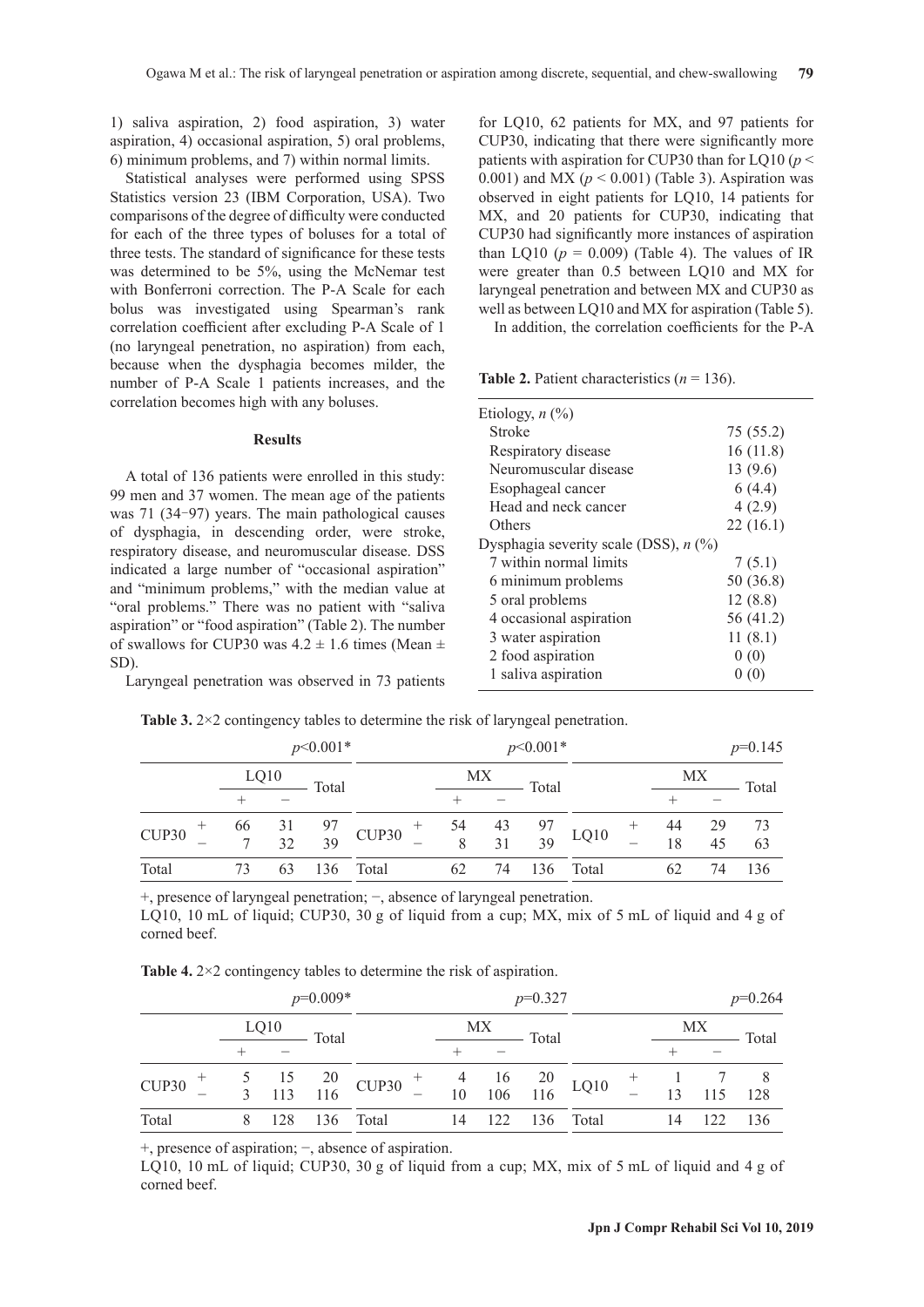1) saliva aspiration, 2) food aspiration, 3) water aspiration, 4) occasional aspiration, 5) oral problems, 6) minimum problems, and 7) within normal limits.

Statistical analyses were performed using SPSS Statistics version 23 (IBM Corporation, USA). Two comparisons of the degree of difficulty were conducted for each of the three types of boluses for a total of three tests. The standard of significance for these tests was determined to be 5%, using the McNemar test with Bonferroni correction. The P-A Scale for each bolus was investigated using Spearman's rank correlation coefficient after excluding P-A Scale of 1 (no laryngeal penetration, no aspiration) from each, because when the dysphagia becomes milder, the number of P-A Scale 1 patients increases, and the correlation becomes high with any boluses.

## Results

A total of 136 patients were enrolled in this study: 99 men and 37 women. The mean age of the patients was 71 (34–97) years. The main pathological causes of dysphagia, in descending order, were stroke, respiratory disease, and neuromuscular disease. DSS indicated a large number of "occasional aspiration" and "minimum problems," with the median value at "oral problems." There was no patient with "saliva aspiration" or "food aspiration" (Table 2). The number of swallows for CUP30 was $4.2 \pm 1.6$ times (Mean ± SD).

Laryngeal penetration was observed in 73 patients for LQ10, 62 patients for MX, and 97 patients for CUP30, indicating that there were significantly more patients with aspiration for CUP30 than for LQ10 ($p < 0.001$) and MX ($p < 0.001$) (Table 3). Aspiration was observed in eight patients for LQ10, 14 patients for MX, and 20 patients for CUP30, indicating that CUP30 had significantly more instances of aspiration than LQ10 ($p = 0.009$) (Table 4). The values of IR were greater than 0.5 between LQ10 and MX for laryngeal penetration and between MX and CUP30 as well as between LQ10 and MX for aspiration (Table 5).

In addition, the correlation coefficients for the P-A

**Table 2.** Patient characteristics ($n = 136$).

| | |
|---|---|
| Etiology, *n* (%) | |
| Stroke | 75 (55.2) |
| Respiratory disease | 16 (11.8) |
| Neuromuscular disease | 13 (9.6) |
| Esophageal cancer | 6 (4.4) |
| Head and neck cancer | 4 (2.9) |
| Others | 22 (16.1) |
| Dysphagia severity scale (DSS), *n* (%) | |
| 7 within normal limits | 7 (5.1) |
| 6 minimum problems | 50 (36.8) |
| 5 oral problems | 12 (8.8) |
| 4 occasional aspiration | 56 (41.2) |
| 3 water aspiration | 11 (8.1) |
| 2 food aspiration | 0 (0) |
| 1 saliva aspiration | 0 (0) |

**Table 3.** 2×2 contingency tables to determine the risk of laryngeal penetration.

| | | LQ10 | | Total | | | MX | | Total | | | MX | | Total |
|---|---|---|---|---|---|---|---|---|---|---|---|---|---|---|
| | | + | − | | | | + | − | | | | + | − | |
| CUP30 | + | 66 | 31 | 97 | CUP30 | + | 54 | 43 | 97 | LQ10 | + | 44 | 29 | 73 |
| | − | 7 | 32 | 39 | | − | 8 | 31 | 39 | | − | 18 | 45 | 63 |
| Total | | 73 | 63 | 136 | Total | | 62 | 74 | 136 | Total | | 62 | 74 | 136 |
| | | | | $p<0.001$* | | | | | $p<0.001$* | | | | | $p=0.145$ |

+, presence of laryngeal penetration; −, absence of laryngeal penetration.
LQ10, 10 mL of liquid; CUP30, 30 g of liquid from a cup; MX, mix of 5 mL of liquid and 4 g of corned beef.

**Table 4.** 2×2 contingency tables to determine the risk of aspiration.

| | | LQ10 | | Total | | | MX | | Total | | | MX | | Total |
|---|---|---|---|---|---|---|---|---|---|---|---|---|---|---|
| | | + | − | | | | + | − | | | | + | − | |
| CUP30 | + | 5 | 15 | 20 | CUP30 | + | 4 | 16 | 20 | LQ10 | + | 1 | 7 | 8 |
| | − | 3 | 113 | 116 | | − | 10 | 106 | 116 | | − | 13 | 115 | 128 |
| Total | | 8 | 128 | 136 | Total | | 14 | 122 | 136 | Total | | 14 | 122 | 136 |
| | | | | $p=0.009$* | | | | | $p=0.327$ | | | | | $p=0.264$ |

+, presence of aspiration; −, absence of aspiration.
LQ10, 10 mL of liquid; CUP30, 30 g of liquid from a cup; MX, mix of 5 mL of liquid and 4 g of corned beef.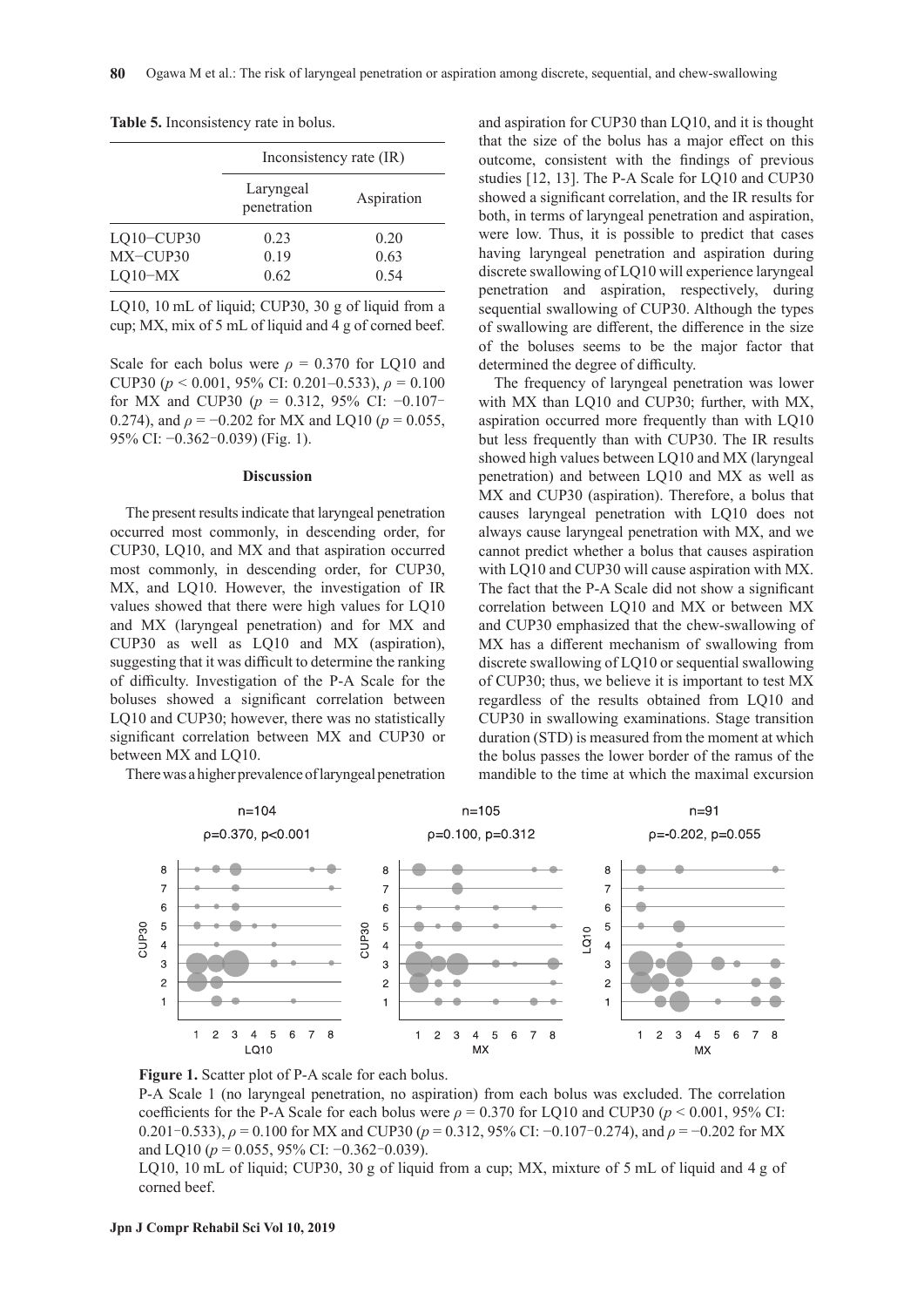**Table 5.** Inconsistency rate in bolus.

| | Inconsistency rate (IR) | |
|---|---|---|
| | Laryngeal penetration | Aspiration |
| LQ10−CUP30 | 0.23 | 0.20 |
| MX−CUP30 | 0.19 | 0.63 |
| LQ10−MX | 0.62 | 0.54 |

LQ10, 10 mL of liquid; CUP30, 30 g of liquid from a cup; MX, mix of 5 mL of liquid and 4 g of corned beef.

Scale for each bolus were $\rho = 0.370$ for LQ10 and CUP30 ($p < 0.001$, 95% CI: 0.201–0.533), $\rho = 0.100$ for MX and CUP30 ($p = 0.312$, 95% CI: −0.107−0.274), and $\rho = -0.202$ for MX and LQ10 ($p = 0.055$, 95% CI: −0.362−0.039) (Fig. 1).

## Discussion

The present results indicate that laryngeal penetration occurred most commonly, in descending order, for CUP30, LQ10, and MX and that aspiration occurred most commonly, in descending order, for CUP30, MX, and LQ10. However, the investigation of IR values showed that there were high values for LQ10 and MX (laryngeal penetration) and for MX and CUP30 as well as LQ10 and MX (aspiration), suggesting that it was difficult to determine the ranking of difficulty. Investigation of the P-A Scale for the boluses showed a significant correlation between LQ10 and CUP30; however, there was no statistically significant correlation between MX and CUP30 or between MX and LQ10.

There was a higher prevalence of laryngeal penetration and aspiration for CUP30 than LQ10, and it is thought that the size of the bolus has a major effect on this outcome, consistent with the findings of previous studies [12, 13]. The P-A Scale for LQ10 and CUP30 showed a significant correlation, and the IR results for both, in terms of laryngeal penetration and aspiration, were low. Thus, it is possible to predict that cases having laryngeal penetration and aspiration during discrete swallowing of LQ10 will experience laryngeal penetration and aspiration, respectively, during sequential swallowing of CUP30. Although the types of swallowing are different, the difference in the size of the boluses seems to be the major factor that determined the degree of difficulty.

The frequency of laryngeal penetration was lower with MX than LQ10 and CUP30; further, with MX, aspiration occurred more frequently than with LQ10 but less frequently than with CUP30. The IR results showed high values between LQ10 and MX (laryngeal penetration) and between LQ10 and MX as well as MX and CUP30 (aspiration). Therefore, a bolus that causes laryngeal penetration with LQ10 does not always cause laryngeal penetration with MX, and we cannot predict whether a bolus that causes aspiration with LQ10 and CUP30 will cause aspiration with MX. The fact that the P-A Scale did not show a significant correlation between LQ10 and MX or between MX and CUP30 emphasized that the chew-swallowing of MX has a different mechanism of swallowing from discrete swallowing of LQ10 or sequential swallowing of CUP30; thus, we believe it is important to test MX regardless of the results obtained from LQ10 and CUP30 in swallowing examinations. Stage transition duration (STD) is measured from the moment at which the bolus passes the lower border of the ramus of the mandible to the time at which the maximal excursion

**Figure 1.** Scatter plot of P-A scale for each bolus.

P-A Scale 1 (no laryngeal penetration, no aspiration) from each bolus was excluded. The correlation coefficients for the P-A Scale for each bolus were $\rho = 0.370$ for LQ10 and CUP30 ($p < 0.001$, 95% CI: 0.201−0.533), $\rho = 0.100$ for MX and CUP30 ($p = 0.312$, 95% CI: −0.107−0.274), and $\rho = -0.202$ for MX and LQ10 ($p = 0.055$, 95% CI: −0.362−0.039).

LQ10, 10 mL of liquid; CUP30, 30 g of liquid from a cup; MX, mixture of 5 mL of liquid and 4 g of corned beef.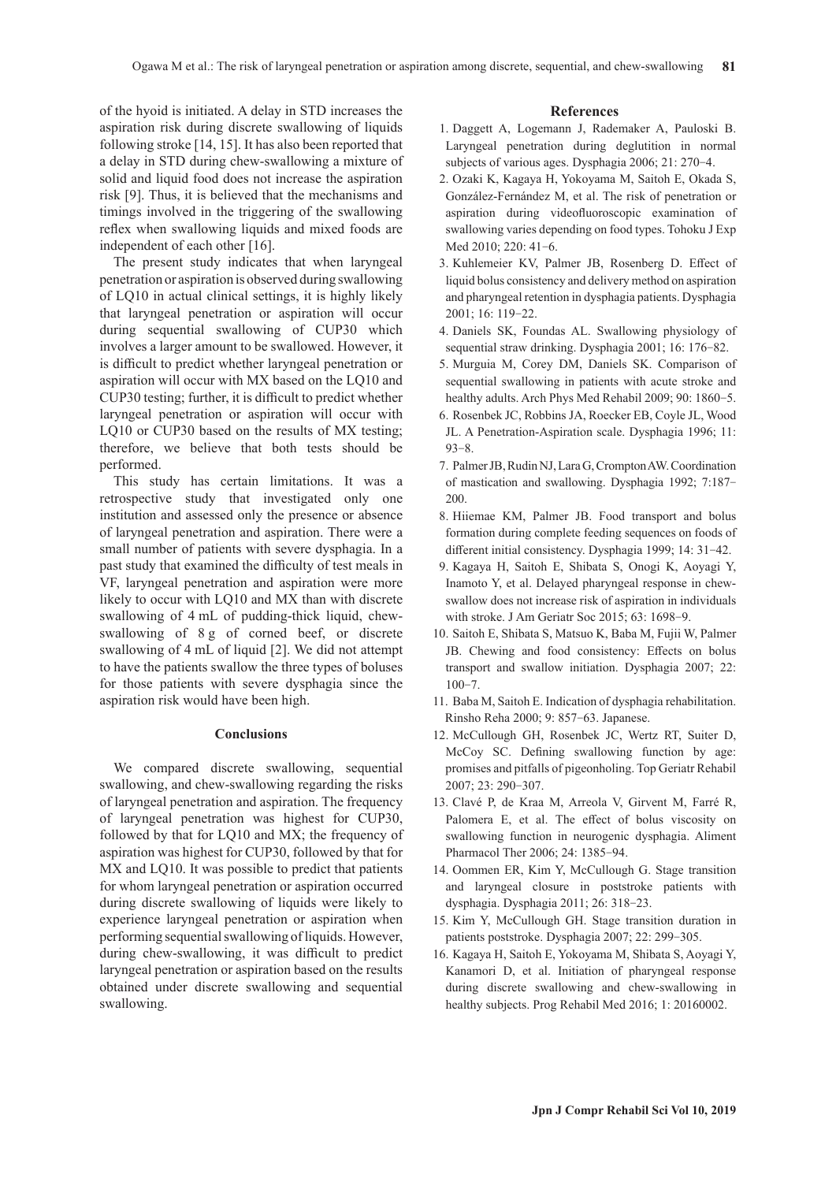of the hyoid is initiated. A delay in STD increases the aspiration risk during discrete swallowing of liquids following stroke [14, 15]. It has also been reported that a delay in STD during chew-swallowing a mixture of solid and liquid food does not increase the aspiration risk [9]. Thus, it is believed that the mechanisms and timings involved in the triggering of the swallowing reflex when swallowing liquids and mixed foods are independent of each other [16].

The present study indicates that when laryngeal penetration or aspiration is observed during swallowing of LQ10 in actual clinical settings, it is highly likely that laryngeal penetration or aspiration will occur during sequential swallowing of CUP30 which involves a larger amount to be swallowed. However, it is difficult to predict whether laryngeal penetration or aspiration will occur with MX based on the LQ10 and CUP30 testing; further, it is difficult to predict whether laryngeal penetration or aspiration will occur with LQ10 or CUP30 based on the results of MX testing; therefore, we believe that both tests should be performed.

This study has certain limitations. It was a retrospective study that investigated only one institution and assessed only the presence or absence of laryngeal penetration and aspiration. There were a small number of patients with severe dysphagia. In a past study that examined the difficulty of test meals in VF, laryngeal penetration and aspiration were more likely to occur with LQ10 and MX than with discrete swallowing of 4 mL of pudding-thick liquid, chew-swallowing of 8 g of corned beef, or discrete swallowing of 4 mL of liquid [2]. We did not attempt to have the patients swallow the three types of boluses for those patients with severe dysphagia since the aspiration risk would have been high.

## Conclusions

We compared discrete swallowing, sequential swallowing, and chew-swallowing regarding the risks of laryngeal penetration and aspiration. The frequency of laryngeal penetration was highest for CUP30, followed by that for LQ10 and MX; the frequency of aspiration was highest for CUP30, followed by that for MX and LQ10. It was possible to predict that patients for whom laryngeal penetration or aspiration occurred during discrete swallowing of liquids were likely to experience laryngeal penetration or aspiration when performing sequential swallowing of liquids. However, during chew-swallowing, it was difficult to predict laryngeal penetration or aspiration based on the results obtained under discrete swallowing and sequential swallowing.

## References

1. Daggett A, Logemann J, Rademaker A, Pauloski B. Laryngeal penetration during deglutition in normal subjects of various ages. Dysphagia 2006; 21: 270−4.
2. Ozaki K, Kagaya H, Yokoyama M, Saitoh E, Okada S, González-Fernández M, et al. The risk of penetration or aspiration during videofluoroscopic examination of swallowing varies depending on food types. Tohoku J Exp Med 2010; 220: 41−6.
3. Kuhlemeier KV, Palmer JB, Rosenberg D. Effect of liquid bolus consistency and delivery method on aspiration and pharyngeal retention in dysphagia patients. Dysphagia 2001; 16: 119−22.
4. Daniels SK, Foundas AL. Swallowing physiology of sequential straw drinking. Dysphagia 2001; 16: 176−82.
5. Murguia M, Corey DM, Daniels SK. Comparison of sequential swallowing in patients with acute stroke and healthy adults. Arch Phys Med Rehabil 2009; 90: 1860−5.
6. Rosenbek JC, Robbins JA, Roecker EB, Coyle JL, Wood JL. A Penetration-Aspiration scale. Dysphagia 1996; 11: 93−8.
7. Palmer JB, Rudin NJ, Lara G, Crompton AW. Coordination of mastication and swallowing. Dysphagia 1992; 7:187−200.
8. Hiiemae KM, Palmer JB. Food transport and bolus formation during complete feeding sequences on foods of different initial consistency. Dysphagia 1999; 14: 31−42.
9. Kagaya H, Saitoh E, Shibata S, Onogi K, Aoyagi Y, Inamoto Y, et al. Delayed pharyngeal response in chew-swallow does not increase risk of aspiration in individuals with stroke. J Am Geriatr Soc 2015; 63: 1698−9.
10. Saitoh E, Shibata S, Matsuo K, Baba M, Fujii W, Palmer JB. Chewing and food consistency: Effects on bolus transport and swallow initiation. Dysphagia 2007; 22: 100−7.
11. Baba M, Saitoh E. Indication of dysphagia rehabilitation. Rinsho Reha 2000; 9: 857−63. Japanese.
12. McCullough GH, Rosenbek JC, Wertz RT, Suiter D, McCoy SC. Defining swallowing function by age: promises and pitfalls of pigeonholing. Top Geriatr Rehabil 2007; 23: 290−307.
13. Clavé P, de Kraa M, Arreola V, Girvent M, Farré R, Palomera E, et al. The effect of bolus viscosity on swallowing function in neurogenic dysphagia. Aliment Pharmacol Ther 2006; 24: 1385−94.
14. Oommen ER, Kim Y, McCullough G. Stage transition and laryngeal closure in poststroke patients with dysphagia. Dysphagia 2011; 26: 318−23.
15. Kim Y, McCullough GH. Stage transition duration in patients poststroke. Dysphagia 2007; 22: 299−305.
16. Kagaya H, Saitoh E, Yokoyama M, Shibata S, Aoyagi Y, Kanamori D, et al. Initiation of pharyngeal response during discrete swallowing and chew-swallowing in healthy subjects. Prog Rehabil Med 2016; 1: 20160002.